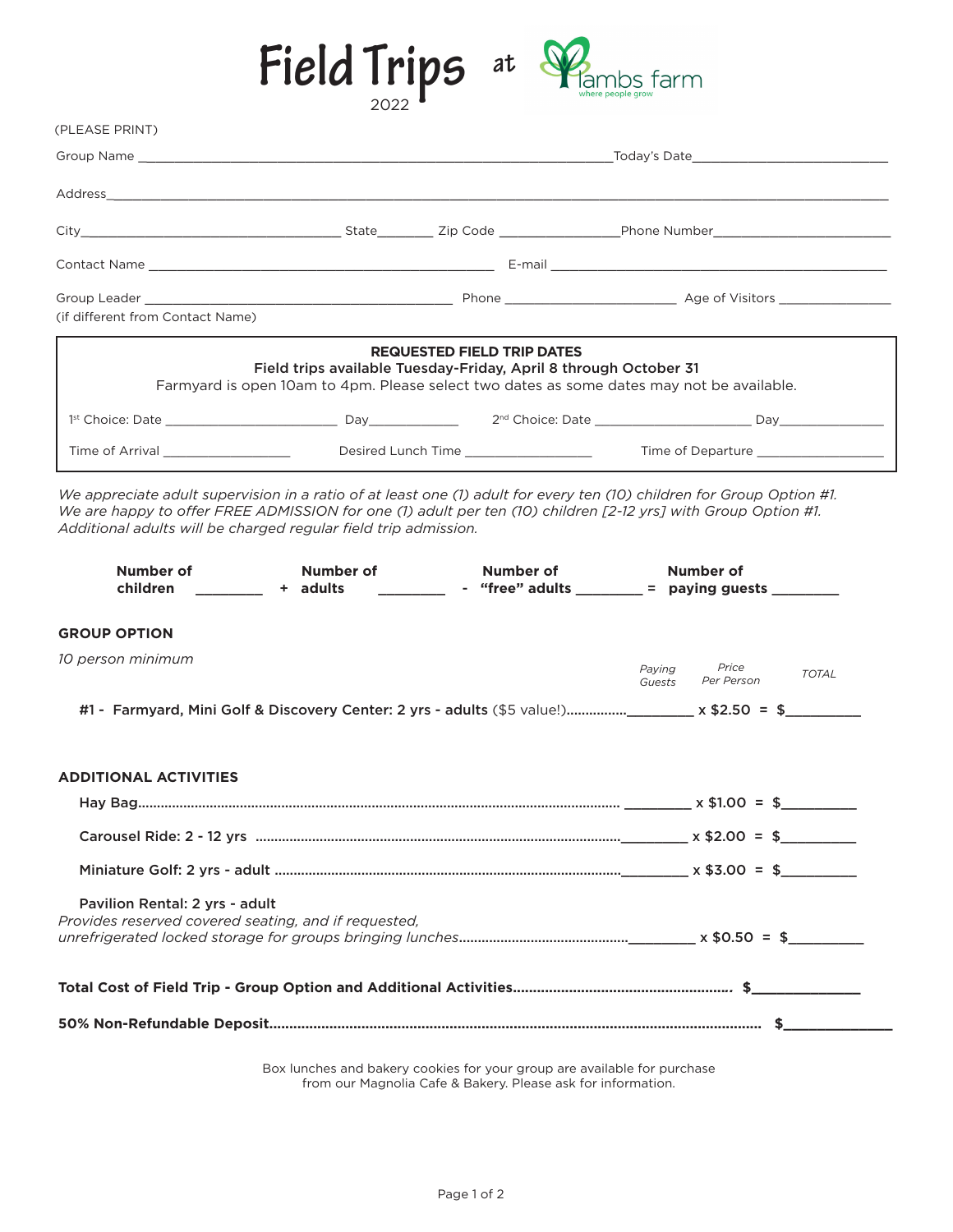# Field Trips 2022 at Lambs Farm

where people grow

(PLEASE PRINT)

Group Name ______________________________ Today's Date ______________________

Address ______________________________________________________________

City ______________________ State ________ Zip Code ______________ Phone Number ______________________

Contact Name ______________________________ E-mail ______________________________

Group Leader ______________________________ Phone ______________________ Age of Visitors ______________
(if different from Contact Name)

**REQUESTED FIELD TRIP DATES**

**Field trips available Tuesday-Friday, April 8 through October 31**

Farmyard is open 10am to 4pm. Please select two dates as some dates may not be available.

1st Choice: Date ______________________ Day ____________ 2nd Choice: Date ______________________ Day ______________

Time of Arrival ________________ Desired Lunch Time ________________ Time of Departure ________________

*We appreciate adult supervision in a ratio of at least one (1) adult for every ten (10) children for Group Option #1. We are happy to offer FREE ADMISSION for one (1) adult per ten (10) children [2-12 yrs] with Group Option #1. Additional adults will be charged regular field trip admission.*

**Number of children** ________ **+ Number of adults** ________ **- Number of "free" adults** ________ **= Number of paying guests** ________

## GROUP OPTION

*10 person minimum*

| | *Paying Guests* | *Price Per Person* | *TOTAL* |
|---|---|---|---|
| **#1 - Farmyard, Mini Golf & Discovery Center: 2 yrs - adults** ($5 value!)............... | ________ | x $2.50 | = $________ |

## ADDITIONAL ACTIVITIES

| | | | |
|---|---|---|---|
| **Hay Bag**.............................................. | ________ | x $1.00 | = $________ |
| **Carousel Ride: 2 - 12 yrs** .............................. | ________ | x $2.00 | = $________ |
| **Miniature Golf: 2 yrs - adult** .......................... | ________ | x $3.00 | = $________ |
| **Pavilion Rental: 2 yrs - adult** *Provides reserved covered seating, and if requested, unrefrigerated locked storage for groups bringing lunches*.............. | ________ | x $0.50 | = $________ |

**Total Cost of Field Trip - Group Option and Additional Activities**................................ $____________

**50% Non-Refundable Deposit**.............................................................. $____________

Box lunches and bakery cookies for your group are available for purchase from our Magnolia Cafe & Bakery. Please ask for information.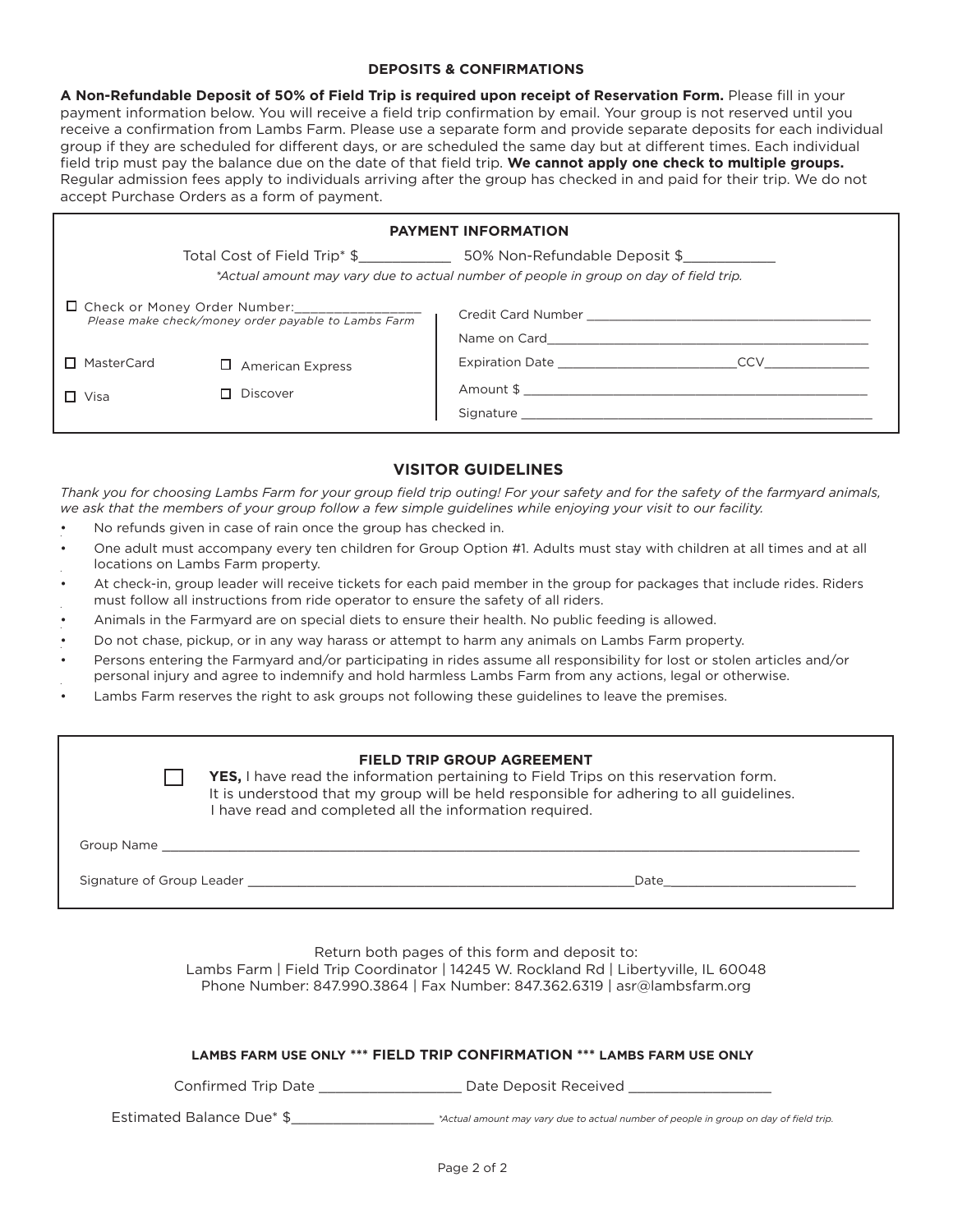### DEPOSITS & CONFIRMATIONS

**A Non-Refundable Deposit of 50% of Field Trip is required upon receipt of Reservation Form.** Please fill in your payment information below. You will receive a field trip confirmation by email. Your group is not reserved until you receive a confirmation from Lambs Farm. Please use a separate form and provide separate deposits for each individual group if they are scheduled for different days, or are scheduled the same day but at different times. Each individual field trip must pay the balance due on the date of that field trip. **We cannot apply one check to multiple groups.** Regular admission fees apply to individuals arriving after the group has checked in and paid for their trip. We do not accept Purchase Orders as a form of payment.

### PAYMENT INFORMATION

Total Cost of Field Trip* $___________ 50% Non-Refundable Deposit $___________

*\*Actual amount may vary due to actual number of people in group on day of field trip.*

☐ Check or Money Order Number:________________
*Please make check/money order payable to Lambs Farm*

☐ MasterCard ☐ American Express

☐ Visa ☐ Discover

Credit Card Number ____________________________________

Name on Card__________________________________________

Expiration Date ______________________CCV______________

Amount $ _____________________________________________

Signature _____________________________________________

### VISITOR GUIDELINES

*Thank you for choosing Lambs Farm for your group field trip outing! For your safety and for the safety of the farmyard animals, we ask that the members of your group follow a few simple guidelines while enjoying your visit to our facility.*

- No refunds given in case of rain once the group has checked in.
- One adult must accompany every ten children for Group Option #1. Adults must stay with children at all times and at all locations on Lambs Farm property.
- At check-in, group leader will receive tickets for each paid member in the group for packages that include rides. Riders must follow all instructions from ride operator to ensure the safety of all riders.
- Animals in the Farmyard are on special diets to ensure their health. No public feeding is allowed.
- Do not chase, pickup, or in any way harass or attempt to harm any animals on Lambs Farm property.
- Persons entering the Farmyard and/or participating in rides assume all responsibility for lost or stolen articles and/or personal injury and agree to indemnify and hold harmless Lambs Farm from any actions, legal or otherwise.
- Lambs Farm reserves the right to ask groups not following these guidelines to leave the premises.

### FIELD TRIP GROUP AGREEMENT

☐ **YES,** I have read the information pertaining to Field Trips on this reservation form. It is understood that my group will be held responsible for adhering to all guidelines. I have read and completed all the information required.

Group Name ________________________________________________________________

Signature of Group Leader ____________________________________ Date________________________

Return both pages of this form and deposit to:
Lambs Farm | Field Trip Coordinator | 14245 W. Rockland Rd | Libertyville, IL 60048
Phone Number: 847.990.3864 | Fax Number: 847.362.6319 | asr@lambsfarm.org

**LAMBS FARM USE ONLY \*\*\* FIELD TRIP CONFIRMATION \*\*\* LAMBS FARM USE ONLY**

Confirmed Trip Date _________________ Date Deposit Received _________________

Estimated Balance Due* $_________________ *\*Actual amount may vary due to actual number of people in group on day of field trip.*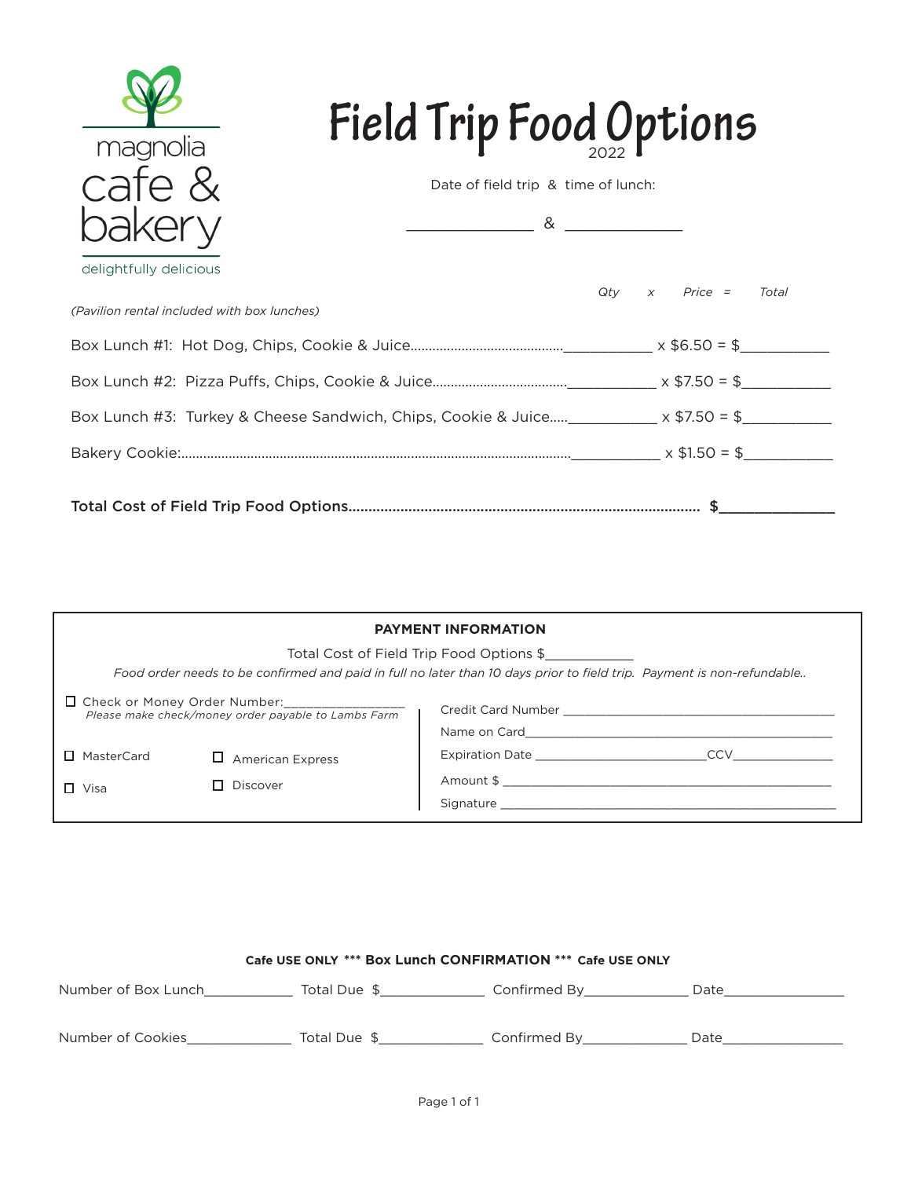magnolia cafe & bakery

delightfully delicious

# Field Trip Food Options

2022

Date of field trip & time of lunch:

_______________ & ______________

*(Pavilion rental included with box lunches)*

| | *Qty* | *x* | *Price* | *=* | *Total* |
|---|---|---|---|---|---|
| Box Lunch #1: Hot Dog, Chips, Cookie & Juice | ___________ | x | $6.50 | = | $___________ |
| Box Lunch #2: Pizza Puffs, Chips, Cookie & Juice | ___________ | x | $7.50 | = | $___________ |
| Box Lunch #3: Turkey & Cheese Sandwich, Chips, Cookie & Juice | ___________ | x | $7.50 | = | $___________ |
| Bakery Cookie: | ___________ | x | $1.50 | = | $___________ |

**Total Cost of Field Trip Food Options.......................................................................... $_____________**

## PAYMENT INFORMATION

Total Cost of Field Trip Food Options $___________

*Food order needs to be confirmed and paid in full no later than 10 days prior to field trip. Payment is non-refundable..*

☐ Check or Money Order Number:_________________
*Please make check/money order payable to Lambs Farm*

☐ MasterCard ☐ American Express

☐ Visa ☐ Discover

Credit Card Number ________________________________________

Name on Card_____________________________________________

Expiration Date ________________________CCV______________

Amount $ _________________________________________________

Signature _________________________________________________

**Cafe USE ONLY *** Box Lunch CONFIRMATION *** Cafe USE ONLY**

Number of Box Lunch____________ Total Due $______________ Confirmed By______________ Date________________

Number of Cookies______________ Total Due $______________ Confirmed By______________ Date________________